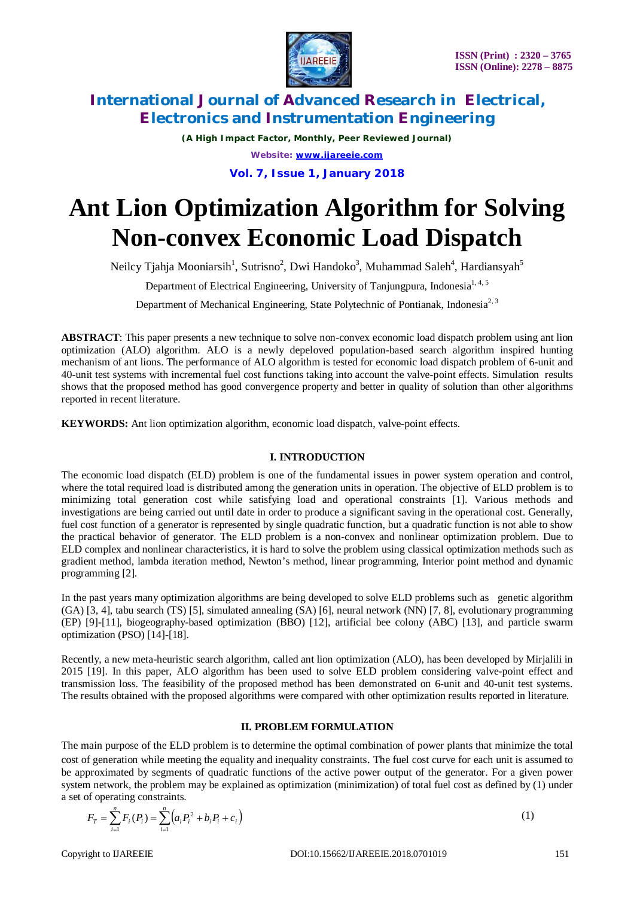# Ant Lion Optimization Algorithm for Solving Non-convex Economic Load Dispatch

Neilcy Tjahja Mooniarsih[1], Sutrisno[2], Dwi Handoko[3], Muhammad Saleh[4], Hardiansyah[5]

Department of Electrical Engineering, University of Tanjungpura, Indonesia[1, 4, 5]

Department of Mechanical Engineering, State Polytechnic of Pontianak, Indonesia[2, 3]

**ABSTRACT**: This paper presents a new technique to solve non-convex economic load dispatch problem using ant lion optimization (ALO) algorithm. ALO is a newly depeloved population-based search algorithm inspired hunting mechanism of ant lions. The performance of ALO algorithm is tested for economic load dispatch problem of 6-unit and 40-unit test systems with incremental fuel cost functions taking into account the valve-point effects. Simulation results shows that the proposed method has good convergence property and better in quality of solution than other algorithms reported in recent literature.

**KEYWORDS:** Ant lion optimization algorithm, economic load dispatch, valve-point effects.

## I. INTRODUCTION

The economic load dispatch (ELD) problem is one of the fundamental issues in power system operation and control, where the total required load is distributed among the generation units in operation. The objective of ELD problem is to minimizing total generation cost while satisfying load and operational constraints [1]. Various methods and investigations are being carried out until date in order to produce a significant saving in the operational cost. Generally, fuel cost function of a generator is represented by single quadratic function, but a quadratic function is not able to show the practical behavior of generator. The ELD problem is a non-convex and nonlinear optimization problem. Due to ELD complex and nonlinear characteristics, it is hard to solve the problem using classical optimization methods such as gradient method, lambda iteration method, Newton's method, linear programming, Interior point method and dynamic programming [2].

In the past years many optimization algorithms are being developed to solve ELD problems such as genetic algorithm (GA) [3, 4], tabu search (TS) [5], simulated annealing (SA) [6], neural network (NN) [7, 8], evolutionary programming (EP) [9]-[11], biogeography-based optimization (BBO) [12], artificial bee colony (ABC) [13], and particle swarm optimization (PSO) [14]-[18].

Recently, a new meta-heuristic search algorithm, called ant lion optimization (ALO), has been developed by Mirjalili in 2015 [19]. In this paper, ALO algorithm has been used to solve ELD problem considering valve-point effect and transmission loss. The feasibility of the proposed method has been demonstrated on 6-unit and 40-unit test systems. The results obtained with the proposed algorithms were compared with other optimization results reported in literature.

## II. PROBLEM FORMULATION

The main purpose of the ELD problem is to determine the optimal combination of power plants that minimize the total cost of generation while meeting the equality and inequality constraints. The fuel cost curve for each unit is assumed to be approximated by segments of quadratic functions of the active power output of the generator. For a given power system network, the problem may be explained as optimization (minimization) of total fuel cost as defined by (1) under a set of operating constraints.

$$F_T = \sum_{i=1}^{n} F_i(P_i) = \sum_{i=1}^{n} \left( a_i P_i^2 + b_i P_i + c_i \right) \tag{1}$$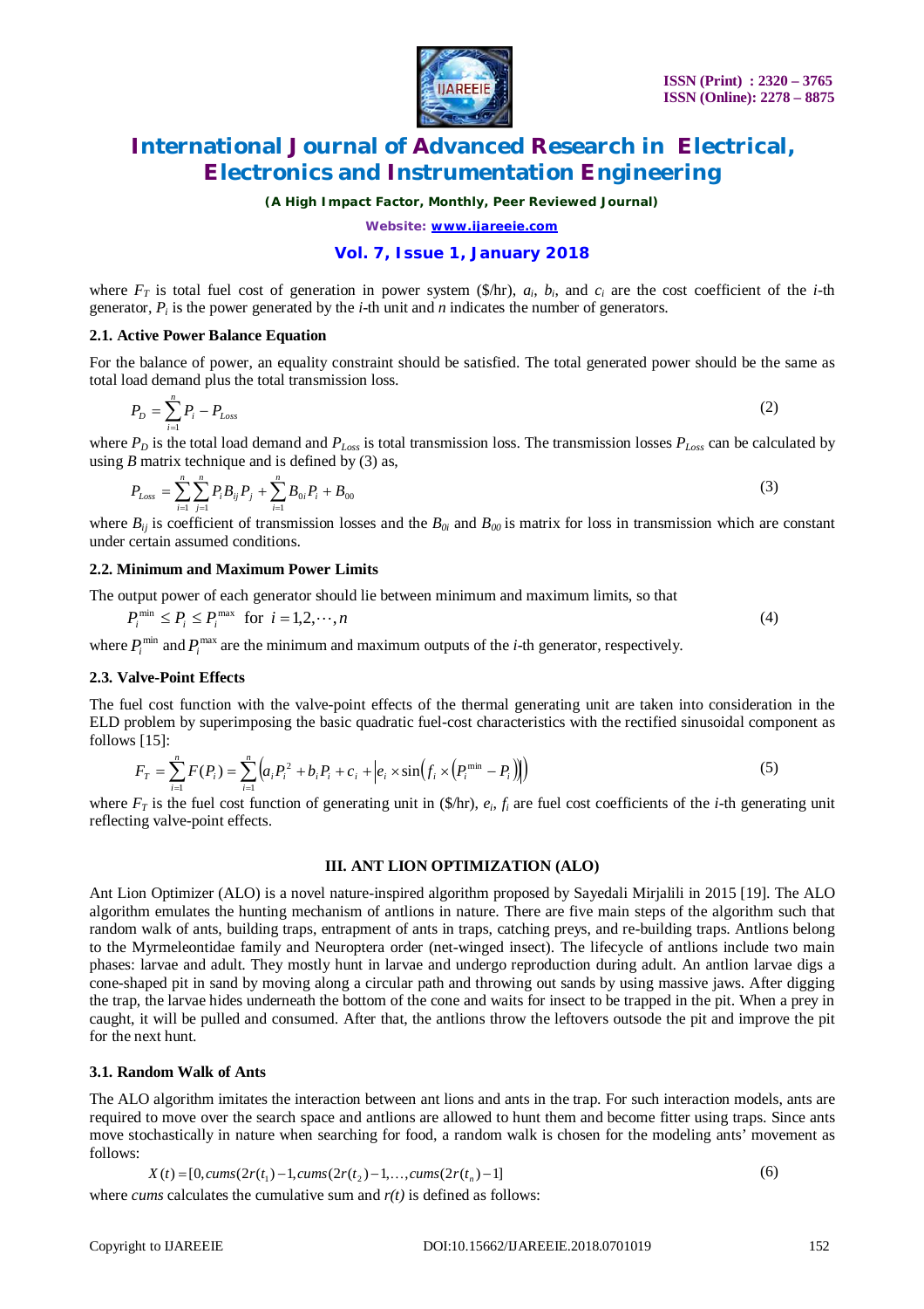where $F_T$ is total fuel cost of generation in power system (\$/hr), $a_i$, $b_i$, and $c_i$ are the cost coefficient of the $i$-th generator, $P_i$ is the power generated by the $i$-th unit and $n$ indicates the number of generators.

### 2.1. Active Power Balance Equation

For the balance of power, an equality constraint should be satisfied. The total generated power should be the same as total load demand plus the total transmission loss.

$$P_D = \sum_{i=1}^{n} P_i - P_{Loss} \tag{2}$$

where $P_D$ is the total load demand and $P_{Loss}$ is total transmission loss. The transmission losses $P_{Loss}$ can be calculated by using $B$ matrix technique and is defined by (3) as,

$$P_{Loss} = \sum_{i=1}^{n}\sum_{j=1}^{n} P_i B_{ij} P_j + \sum_{i=1}^{n} B_{0i} P_i + B_{00} \tag{3}$$

where $B_{ij}$ is coefficient of transmission losses and the $B_{0i}$ and $B_{00}$ is matrix for loss in transmission which are constant under certain assumed conditions.

### 2.2. Minimum and Maximum Power Limits

The output power of each generator should lie between minimum and maximum limits, so that

$$P_i^{\min} \leq P_i \leq P_i^{\max} \quad \text{for} \ \ i = 1, 2, \cdots, n \tag{4}$$

where $P_i^{\min}$ and $P_i^{\max}$ are the minimum and maximum outputs of the $i$-th generator, respectively.

### 2.3. Valve-Point Effects

The fuel cost function with the valve-point effects of the thermal generating unit are taken into consideration in the ELD problem by superimposing the basic quadratic fuel-cost characteristics with the rectified sinusoidal component as follows [15]:

$$F_T = \sum_{i=1}^{n} F(P_i) = \sum_{i=1}^{n}\left(a_i P_i^2 + b_i P_i + c_i + \left| e_i \times \sin\left(f_i \times \left(P_i^{\min} - P_i\right)\right)\right|\right) \tag{5}$$

where $F_T$ is the fuel cost function of generating unit in (\$/hr), $e_i$, $f_i$ are fuel cost coefficients of the $i$-th generating unit reflecting valve-point effects.

## III. ANT LION OPTIMIZATION (ALO)

Ant Lion Optimizer (ALO) is a novel nature-inspired algorithm proposed by Sayedali Mirjalili in 2015 [19]. The ALO algorithm emulates the hunting mechanism of antlions in nature. There are five main steps of the algorithm such that random walk of ants, building traps, entrapment of ants in traps, catching preys, and re-building traps. Antlions belong to the Myrmeleontidae family and Neuroptera order (net-winged insect). The lifecycle of antlions include two main phases: larvae and adult. They mostly hunt in larvae and undergo reproduction during adult. An antlion larvae digs a cone-shaped pit in sand by moving along a circular path and throwing out sands by using massive jaws. After digging the trap, the larvae hides underneath the bottom of the cone and waits for insect to be trapped in the pit. When a prey in caught, it will be pulled and consumed. After that, the antlions throw the leftovers outsode the pit and improve the pit for the next hunt.

### 3.1. Random Walk of Ants

The ALO algorithm imitates the interaction between ant lions and ants in the trap. For such interaction models, ants are required to move over the search space and antlions are allowed to hunt them and become fitter using traps. Since ants move stochastically in nature when searching for food, a random walk is chosen for the modeling ants' movement as follows:

$$X(t) = [0, cums(2r(t_1) - 1, cums(2r(t_2) - 1, \ldots, cums(2r(t_n) - 1] \tag{6}$$

where *cums* calculates the cumulative sum and $r(t)$ is defined as follows: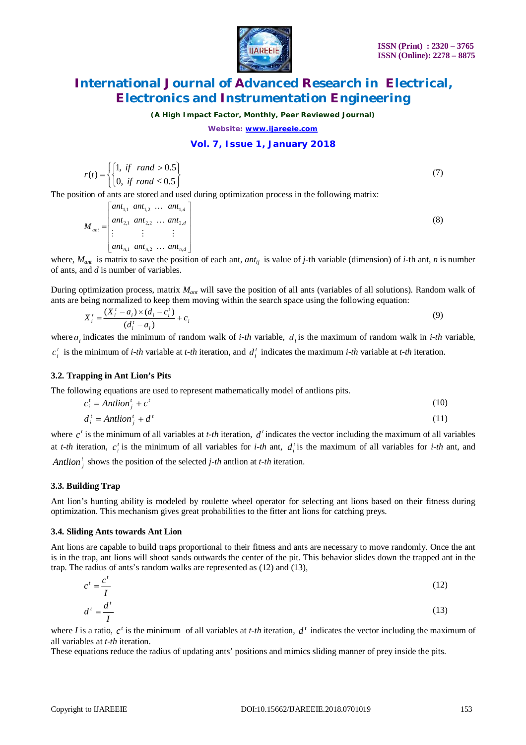$$r(t) = \begin{cases} \begin{cases} 1, & if \quad rand > 0.5 \\ 0, & if \ rand \leq 0.5 \end{cases} \end{cases} \tag{7}$$

The position of ants are stored and used during optimization process in the following matrix:

$$M_{ant} = \begin{bmatrix} ant_{1,1} & ant_{1,2} & \dots & ant_{1,d} \\ ant_{2,1} & ant_{2,2} & \dots & ant_{2,d} \\ \vdots & \vdots & & \vdots \\ ant_{n,1} & ant_{n,2} & \dots & ant_{n,d} \end{bmatrix} \tag{8}$$

where, $M_{ant}$ is matrix to save the position of each ant, $ant_{ij}$ is value of *j*-th variable (dimension) of *i*-th ant, *n* is number of ants, and *d* is number of variables.

During optimization process, matrix $M_{ant}$ will save the position of all ants (variables of all solutions). Random walk of ants are being normalized to keep them moving within the search space using the following equation:

$$X_i^t = \frac{(X_i^t - a_i) \times (d_i - c_i^t)}{(d_i^t - a_i)} + c_i \tag{9}$$

where $a_i$ indicates the minimum of random walk of *i-th* variable, $d_i$ is the maximum of random walk in *i-th* variable, $c_i^t$ is the minimum of *i-th* variable at *t-th* iteration, and $d_i^t$ indicates the maximum *i-th* variable at *t-th* iteration.

### 3.2. Trapping in Ant Lion's Pits

The following equations are used to represent mathematically model of antlions pits.

$$c_i^t = Antlion_j^t + c^t \tag{10}$$

$$d_i^t = Antlion_j^t + d^t \tag{11}$$

where $c^t$ is the minimum of all variables at *t-th* iteration, $d^t$ indicates the vector including the maximum of all variables at *t-th* iteration, $c_i^t$ is the minimum of all variables for *i-th* ant, $d_i^t$ is the maximum of all variables for *i-th* ant, and $Antlion_j^t$ shows the position of the selected *j-th* antlion at *t-th* iteration.

### 3.3. Building Trap

Ant lion's hunting ability is modeled by roulette wheel operator for selecting ant lions based on their fitness during optimization. This mechanism gives great probabilities to the fitter ant lions for catching preys.

### 3.4. Sliding Ants towards Ant Lion

Ant lions are capable to build traps proportional to their fitness and ants are necessary to move randomly. Once the ant is in the trap, ant lions will shoot sands outwards the center of the pit. This behavior slides down the trapped ant in the trap. The radius of ants's random walks are represented as (12) and (13),

$$c^t = \frac{c^t}{I} \tag{12}$$

$$d^t = \frac{d^t}{I} \tag{13}$$

where *I* is a ratio, $c^t$ is the minimum of all variables at *t-th* iteration, $d^t$ indicates the vector including the maximum of all variables at *t-th* iteration.

These equations reduce the radius of updating ants' positions and mimics sliding manner of prey inside the pits.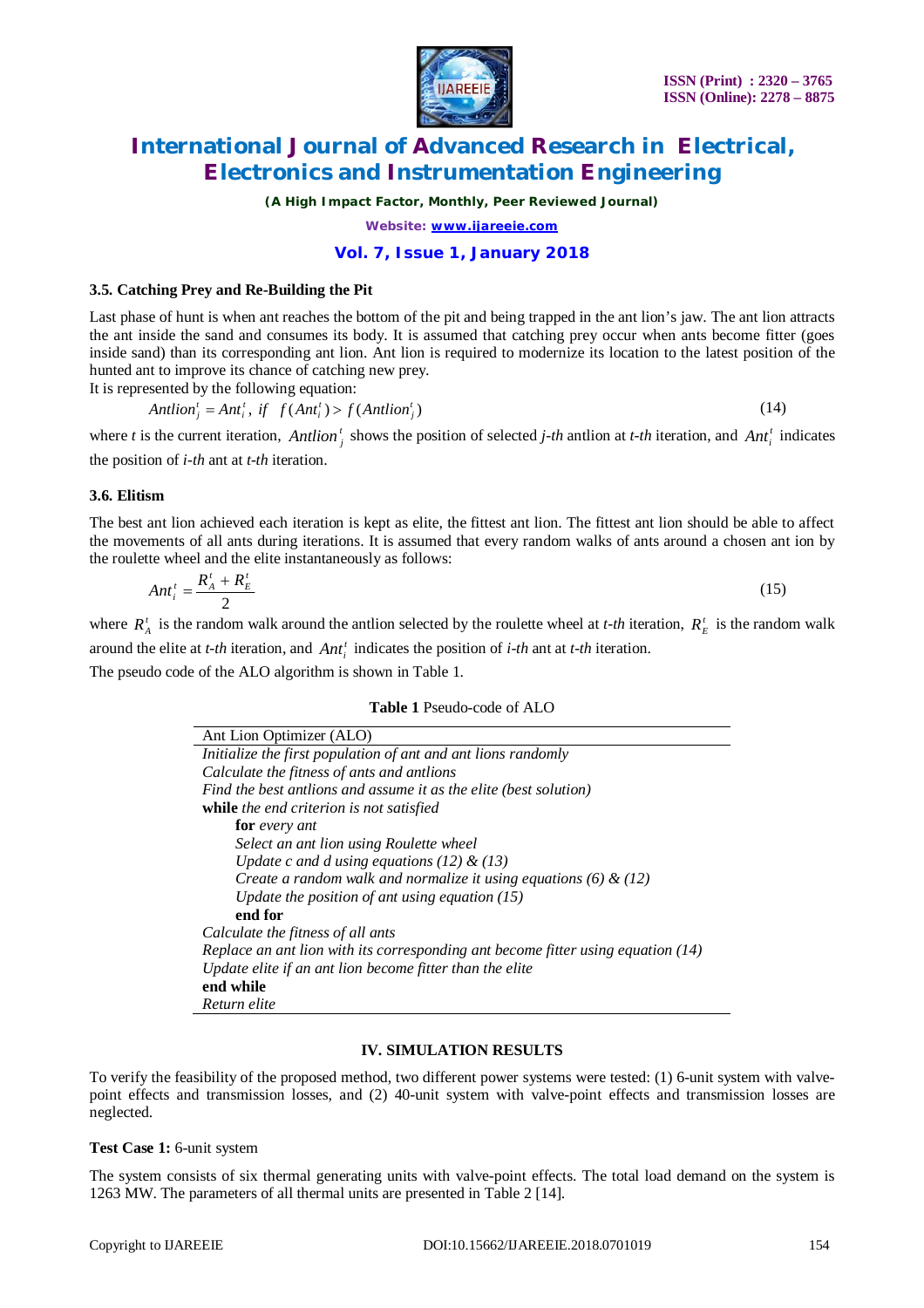### 3.5. Catching Prey and Re-Building the Pit

Last phase of hunt is when ant reaches the bottom of the pit and being trapped in the ant lion's jaw. The ant lion attracts the ant inside the sand and consumes its body. It is assumed that catching prey occur when ants become fitter (goes inside sand) than its corresponding ant lion. Ant lion is required to modernize its location to the latest position of the hunted ant to improve its chance of catching new prey.

It is represented by the following equation:

$$Antlion_j^t = Ant_i^t, \; if \;\; f(Ant_i^t) > f(Antlion_j^t) \tag{14}$$

where $t$ is the current iteration, $Antlion_j^t$ shows the position of selected *j-th* antlion at *t-th* iteration, and $Ant_i^t$ indicates the position of *i-th* ant at *t-th* iteration.

### 3.6. Elitism

The best ant lion achieved each iteration is kept as elite, the fittest ant lion. The fittest ant lion should be able to affect the movements of all ants during iterations. It is assumed that every random walks of ants around a chosen ant ion by the roulette wheel and the elite instantaneously as follows:

$$Ant_i^t = \frac{R_A^t + R_E^t}{2} \tag{15}$$

where $R_A^t$ is the random walk around the antlion selected by the roulette wheel at *t-th* iteration, $R_E^t$ is the random walk around the elite at *t-th* iteration, and $Ant_i^t$ indicates the position of *i-th* ant at *t-th* iteration.

The pseudo code of the ALO algorithm is shown in Table 1.

**Table 1** Pseudo-code of ALO

```
Ant Lion Optimizer (ALO)
Initialize the first population of ant and ant lions randomly
Calculate the fitness of ants and antlions
Find the best antlions and assume it as the elite (best solution)
while the end criterion is not satisfied
    for every ant
        Select an ant lion using Roulette wheel
        Update c and d using equations (12) & (13)
        Create a random walk and normalize it using equations (6) & (12)
        Update the position of ant using equation (15)
    end for
Calculate the fitness of all ants
Replace an ant lion with its corresponding ant become fitter using equation (14)
Update elite if an ant lion become fitter than the elite
end while
Return elite
```

## IV. SIMULATION RESULTS

To verify the feasibility of the proposed method, two different power systems were tested: (1) 6-unit system with valve-point effects and transmission losses, and (2) 40-unit system with valve-point effects and transmission losses are neglected.

**Test Case 1:** 6-unit system

The system consists of six thermal generating units with valve-point effects. The total load demand on the system is 1263 MW. The parameters of all thermal units are presented in Table 2 [14].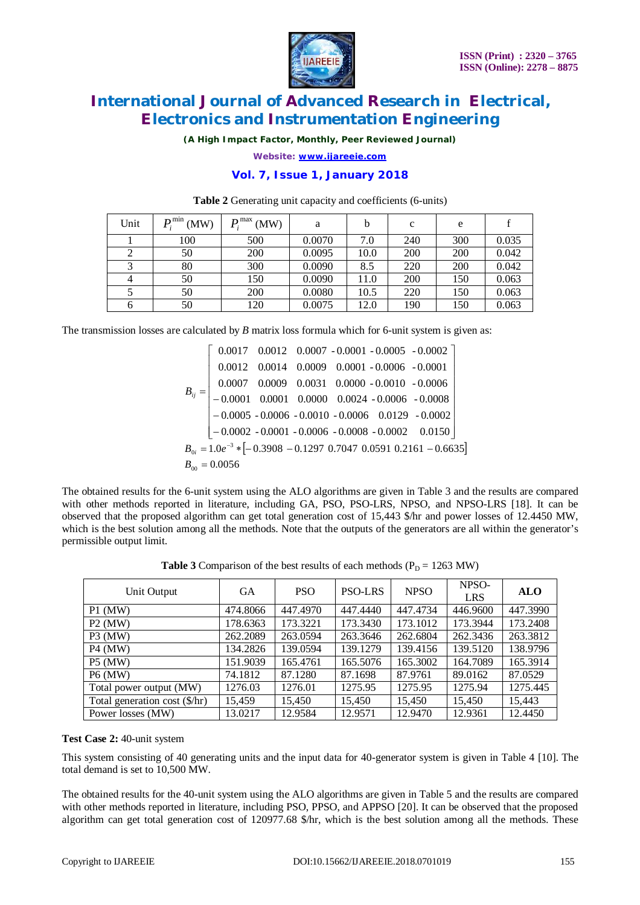**Table 2** Generating unit capacity and coefficients (6-units)

| Unit | $P_i^{min}$ (MW) | $P_i^{max}$ (MW) | a | b | c | e | f |
|---|---|---|---|---|---|---|---|
| 1 | 100 | 500 | 0.0070 | 7.0 | 240 | 300 | 0.035 |
| 2 | 50 | 200 | 0.0095 | 10.0 | 200 | 200 | 0.042 |
| 3 | 80 | 300 | 0.0090 | 8.5 | 220 | 200 | 0.042 |
| 4 | 50 | 150 | 0.0090 | 11.0 | 200 | 150 | 0.063 |
| 5 | 50 | 200 | 0.0080 | 10.5 | 220 | 150 | 0.063 |
| 6 | 50 | 120 | 0.0075 | 12.0 | 190 | 150 | 0.063 |

The transmission losses are calculated by *B* matrix loss formula which for 6-unit system is given as:

$$B_{ij} = \begin{bmatrix} 0.0017 & 0.0012 & 0.0007 & -0.0001 & -0.0005 & -0.0002 \\ 0.0012 & 0.0014 & 0.0009 & 0.0001 & -0.0006 & -0.0001 \\ 0.0007 & 0.0009 & 0.0031 & 0.0000 & -0.0010 & -0.0006 \\ -0.0001 & 0.0001 & 0.0000 & 0.0024 & -0.0006 & -0.0008 \\ -0.0005 & -0.0006 & -0.0010 & -0.0006 & 0.0129 & -0.0002 \\ -0.0002 & -0.0001 & -0.0006 & -0.0008 & -0.0002 & 0.0150 \end{bmatrix}$$

$$B_{0i} = 1.0e^{-3} * [-0.3908 \ -0.1297 \ 0.7047 \ 0.0591 \ 0.2161 \ -0.6635]$$

$$B_{00} = 0.0056$$

The obtained results for the 6-unit system using the ALO algorithms are given in Table 3 and the results are compared with other methods reported in literature, including GA, PSO, PSO-LRS, NPSO, and NPSO-LRS [18]. It can be observed that the proposed algorithm can get total generation cost of 15,443 $/hr and power losses of 12.4450 MW, which is the best solution among all the methods. Note that the outputs of the generators are all within the generator's permissible output limit.

**Table 3** Comparison of the best results of each methods ($P_D$ = 1263 MW)

| Unit Output | GA | PSO | PSO-LRS | NPSO | NPSO-LRS | **ALO** |
|---|---|---|---|---|---|---|
| P1 (MW) | 474.8066 | 447.4970 | 447.4440 | 447.4734 | 446.9600 | 447.3990 |
| P2 (MW) | 178.6363 | 173.3221 | 173.3430 | 173.1012 | 173.3944 | 173.2408 |
| P3 (MW) | 262.2089 | 263.0594 | 263.3646 | 262.6804 | 262.3436 | 263.3812 |
| P4 (MW) | 134.2826 | 139.0594 | 139.1279 | 139.4156 | 139.5120 | 138.9796 |
| P5 (MW) | 151.9039 | 165.4761 | 165.5076 | 165.3002 | 164.7089 | 165.3914 |
| P6 (MW) | 74.1812 | 87.1280 | 87.1698 | 87.9761 | 89.0162 | 87.0529 |
| Total power output (MW) | 1276.03 | 1276.01 | 1275.95 | 1275.95 | 1275.94 | 1275.445 |
| Total generation cost ($/hr) | 15,459 | 15,450 | 15,450 | 15,450 | 15,450 | 15,443 |
| Power losses (MW) | 13.0217 | 12.9584 | 12.9571 | 12.9470 | 12.9361 | 12.4450 |

**Test Case 2:** 40-unit system

This system consisting of 40 generating units and the input data for 40-generator system is given in Table 4 [10]. The total demand is set to 10,500 MW.

The obtained results for the 40-unit system using the ALO algorithms are given in Table 5 and the results are compared with other methods reported in literature, including PSO, PPSO, and APPSO [20]. It can be observed that the proposed algorithm can get total generation cost of 120977.68 $/hr, which is the best solution among all the methods. These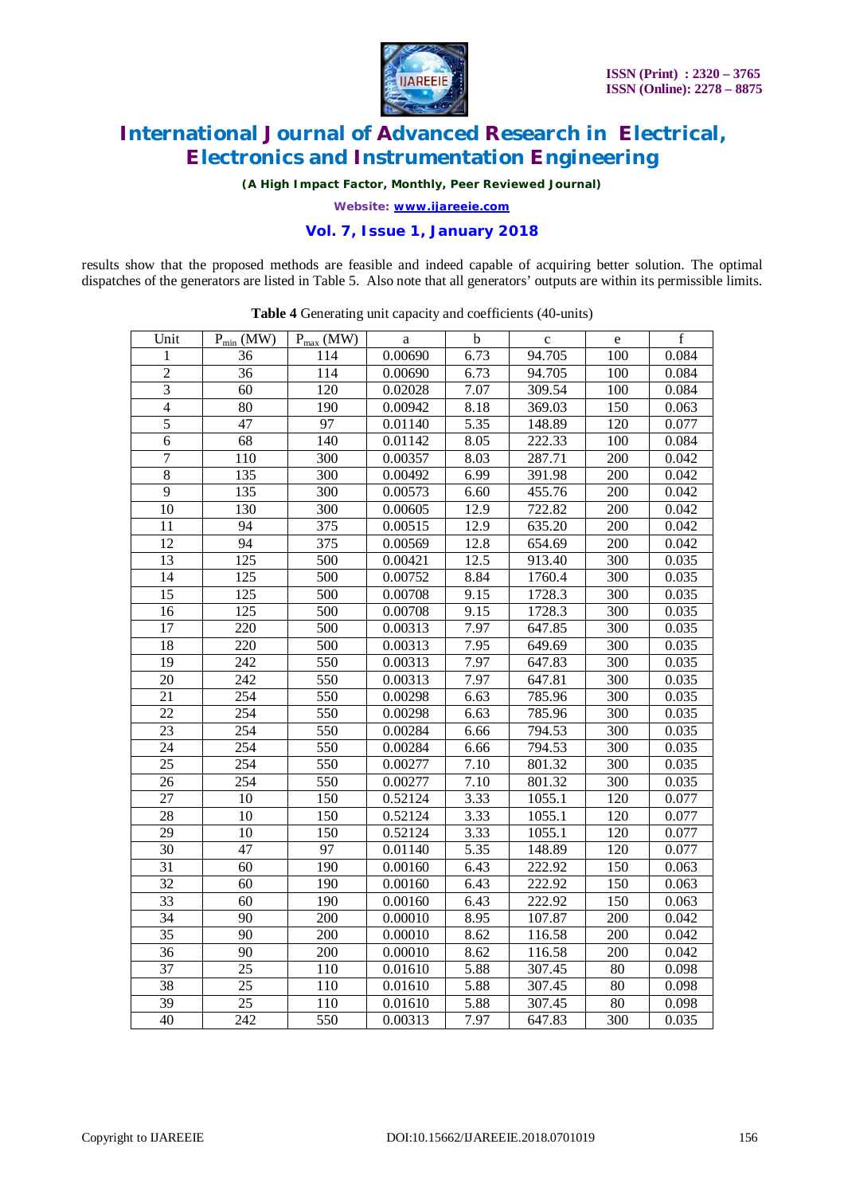results show that the proposed methods are feasible and indeed capable of acquiring better solution. The optimal dispatches of the generators are listed in Table 5. Also note that all generators' outputs are within its permissible limits.

**Table 4** Generating unit capacity and coefficients (40-units)

| Unit | $P_{min}$ (MW) | $P_{max}$ (MW) | a | b | c | e | f |
|---|---|---|---|---|---|---|---|
| 1 | 36 | 114 | 0.00690 | 6.73 | 94.705 | 100 | 0.084 |
| 2 | 36 | 114 | 0.00690 | 6.73 | 94.705 | 100 | 0.084 |
| 3 | 60 | 120 | 0.02028 | 7.07 | 309.54 | 100 | 0.084 |
| 4 | 80 | 190 | 0.00942 | 8.18 | 369.03 | 150 | 0.063 |
| 5 | 47 | 97 | 0.01140 | 5.35 | 148.89 | 120 | 0.077 |
| 6 | 68 | 140 | 0.01142 | 8.05 | 222.33 | 100 | 0.084 |
| 7 | 110 | 300 | 0.00357 | 8.03 | 287.71 | 200 | 0.042 |
| 8 | 135 | 300 | 0.00492 | 6.99 | 391.98 | 200 | 0.042 |
| 9 | 135 | 300 | 0.00573 | 6.60 | 455.76 | 200 | 0.042 |
| 10 | 130 | 300 | 0.00605 | 12.9 | 722.82 | 200 | 0.042 |
| 11 | 94 | 375 | 0.00515 | 12.9 | 635.20 | 200 | 0.042 |
| 12 | 94 | 375 | 0.00569 | 12.8 | 654.69 | 200 | 0.042 |
| 13 | 125 | 500 | 0.00421 | 12.5 | 913.40 | 300 | 0.035 |
| 14 | 125 | 500 | 0.00752 | 8.84 | 1760.4 | 300 | 0.035 |
| 15 | 125 | 500 | 0.00708 | 9.15 | 1728.3 | 300 | 0.035 |
| 16 | 125 | 500 | 0.00708 | 9.15 | 1728.3 | 300 | 0.035 |
| 17 | 220 | 500 | 0.00313 | 7.97 | 647.85 | 300 | 0.035 |
| 18 | 220 | 500 | 0.00313 | 7.95 | 649.69 | 300 | 0.035 |
| 19 | 242 | 550 | 0.00313 | 7.97 | 647.83 | 300 | 0.035 |
| 20 | 242 | 550 | 0.00313 | 7.97 | 647.81 | 300 | 0.035 |
| 21 | 254 | 550 | 0.00298 | 6.63 | 785.96 | 300 | 0.035 |
| 22 | 254 | 550 | 0.00298 | 6.63 | 785.96 | 300 | 0.035 |
| 23 | 254 | 550 | 0.00284 | 6.66 | 794.53 | 300 | 0.035 |
| 24 | 254 | 550 | 0.00284 | 6.66 | 794.53 | 300 | 0.035 |
| 25 | 254 | 550 | 0.00277 | 7.10 | 801.32 | 300 | 0.035 |
| 26 | 254 | 550 | 0.00277 | 7.10 | 801.32 | 300 | 0.035 |
| 27 | 10 | 150 | 0.52124 | 3.33 | 1055.1 | 120 | 0.077 |
| 28 | 10 | 150 | 0.52124 | 3.33 | 1055.1 | 120 | 0.077 |
| 29 | 10 | 150 | 0.52124 | 3.33 | 1055.1 | 120 | 0.077 |
| 30 | 47 | 97 | 0.01140 | 5.35 | 148.89 | 120 | 0.077 |
| 31 | 60 | 190 | 0.00160 | 6.43 | 222.92 | 150 | 0.063 |
| 32 | 60 | 190 | 0.00160 | 6.43 | 222.92 | 150 | 0.063 |
| 33 | 60 | 190 | 0.00160 | 6.43 | 222.92 | 150 | 0.063 |
| 34 | 90 | 200 | 0.00010 | 8.95 | 107.87 | 200 | 0.042 |
| 35 | 90 | 200 | 0.00010 | 8.62 | 116.58 | 200 | 0.042 |
| 36 | 90 | 200 | 0.00010 | 8.62 | 116.58 | 200 | 0.042 |
| 37 | 25 | 110 | 0.01610 | 5.88 | 307.45 | 80 | 0.098 |
| 38 | 25 | 110 | 0.01610 | 5.88 | 307.45 | 80 | 0.098 |
| 39 | 25 | 110 | 0.01610 | 5.88 | 307.45 | 80 | 0.098 |
| 40 | 242 | 550 | 0.00313 | 7.97 | 647.83 | 300 | 0.035 |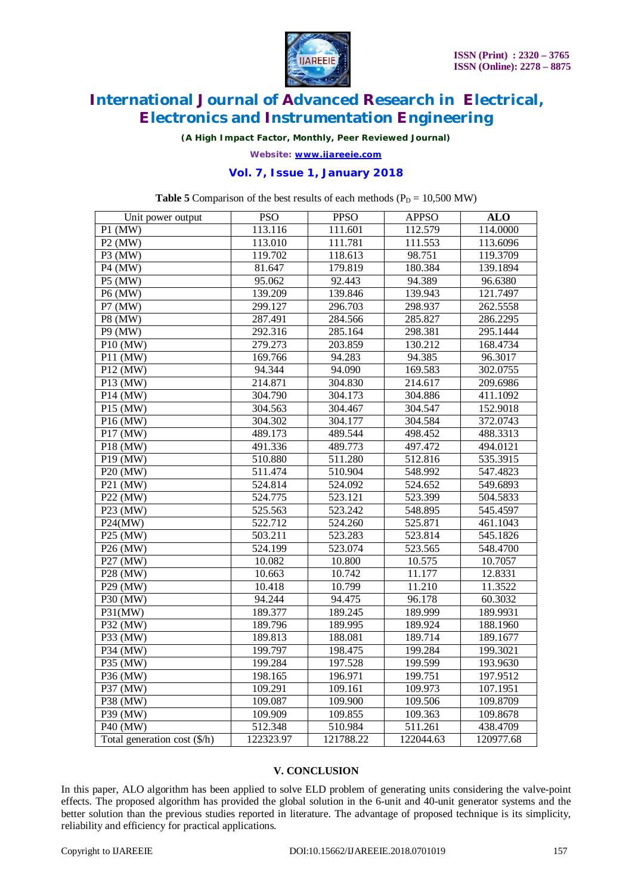**Table 5** Comparison of the best results of each methods ($P_D$ = 10,500 MW)

| Unit power output | PSO | PPSO | APPSO | **ALO** |
|---|---|---|---|---|
| P1 (MW) | 113.116 | 111.601 | 112.579 | 114.0000 |
| P2 (MW) | 113.010 | 111.781 | 111.553 | 113.6096 |
| P3 (MW) | 119.702 | 118.613 | 98.751 | 119.3709 |
| P4 (MW) | 81.647 | 179.819 | 180.384 | 139.1894 |
| P5 (MW) | 95.062 | 92.443 | 94.389 | 96.6380 |
| P6 (MW) | 139.209 | 139.846 | 139.943 | 121.7497 |
| P7 (MW) | 299.127 | 296.703 | 298.937 | 262.5558 |
| P8 (MW) | 287.491 | 284.566 | 285.827 | 286.2295 |
| P9 (MW) | 292.316 | 285.164 | 298.381 | 295.1444 |
| P10 (MW) | 279.273 | 203.859 | 130.212 | 168.4734 |
| P11 (MW) | 169.766 | 94.283 | 94.385 | 96.3017 |
| P12 (MW) | 94.344 | 94.090 | 169.583 | 302.0755 |
| P13 (MW) | 214.871 | 304.830 | 214.617 | 209.6986 |
| P14 (MW) | 304.790 | 304.173 | 304.886 | 411.1092 |
| P15 (MW) | 304.563 | 304.467 | 304.547 | 152.9018 |
| P16 (MW) | 304.302 | 304.177 | 304.584 | 372.0743 |
| P17 (MW) | 489.173 | 489.544 | 498.452 | 488.3313 |
| P18 (MW) | 491.336 | 489.773 | 497.472 | 494.0121 |
| P19 (MW) | 510.880 | 511.280 | 512.816 | 535.3915 |
| P20 (MW) | 511.474 | 510.904 | 548.992 | 547.4823 |
| P21 (MW) | 524.814 | 524.092 | 524.652 | 549.6893 |
| P22 (MW) | 524.775 | 523.121 | 523.399 | 504.5833 |
| P23 (MW) | 525.563 | 523.242 | 548.895 | 545.4597 |
| P24(MW) | 522.712 | 524.260 | 525.871 | 461.1043 |
| P25 (MW) | 503.211 | 523.283 | 523.814 | 545.1826 |
| P26 (MW) | 524.199 | 523.074 | 523.565 | 548.4700 |
| P27 (MW) | 10.082 | 10.800 | 10.575 | 10.7057 |
| P28 (MW) | 10.663 | 10.742 | 11.177 | 12.8331 |
| P29 (MW) | 10.418 | 10.799 | 11.210 | 11.3522 |
| P30 (MW) | 94.244 | 94.475 | 96.178 | 60.3032 |
| P31(MW) | 189.377 | 189.245 | 189.999 | 189.9931 |
| P32 (MW) | 189.796 | 189.995 | 189.924 | 188.1960 |
| P33 (MW) | 189.813 | 188.081 | 189.714 | 189.1677 |
| P34 (MW) | 199.797 | 198.475 | 199.284 | 199.3021 |
| P35 (MW) | 199.284 | 197.528 | 199.599 | 193.9630 |
| P36 (MW) | 198.165 | 196.971 | 199.751 | 197.9512 |
| P37 (MW) | 109.291 | 109.161 | 109.973 | 107.1951 |
| P38 (MW) | 109.087 | 109.900 | 109.506 | 109.8709 |
| P39 (MW) | 109.909 | 109.855 | 109.363 | 109.8678 |
| P40 (MW) | 512.348 | 510.984 | 511.261 | 438.4709 |
| Total generation cost ($/h) | 122323.97 | 121788.22 | 122044.63 | 120977.68 |

## V. CONCLUSION

In this paper, ALO algorithm has been applied to solve ELD problem of generating units considering the valve-point effects. The proposed algorithm has provided the global solution in the 6-unit and 40-unit generator systems and the better solution than the previous studies reported in literature. The advantage of proposed technique is its simplicity, reliability and efficiency for practical applications.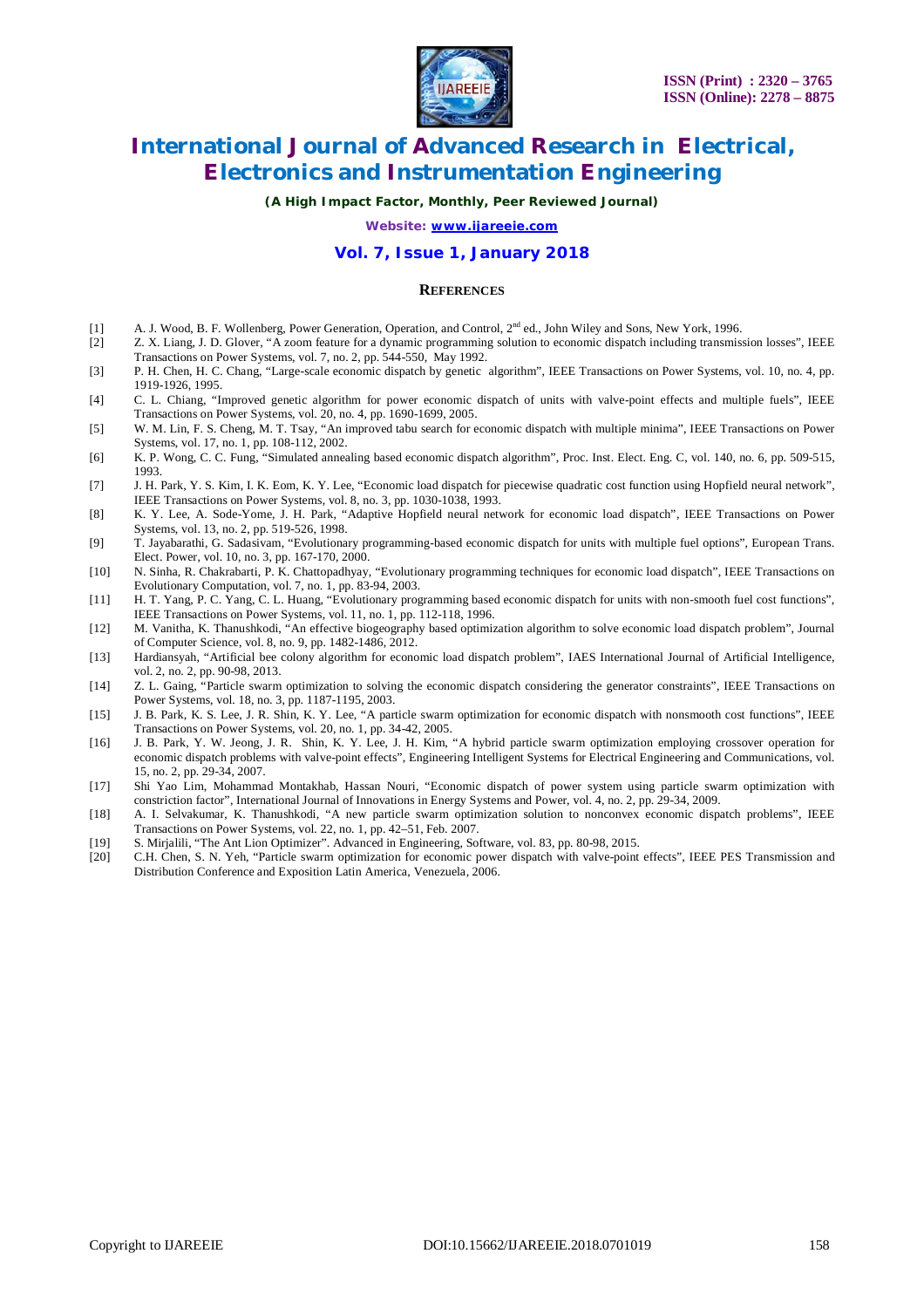## REFERENCES

[1] A. J. Wood, B. F. Wollenberg, Power Generation, Operation, and Control, 2nd ed., John Wiley and Sons, New York, 1996.

[2] Z. X. Liang, J. D. Glover, "A zoom feature for a dynamic programming solution to economic dispatch including transmission losses", IEEE Transactions on Power Systems, vol. 7, no. 2, pp. 544-550, May 1992.

[3] P. H. Chen, H. C. Chang, "Large-scale economic dispatch by genetic algorithm", IEEE Transactions on Power Systems, vol. 10, no. 4, pp. 1919-1926, 1995.

[4] C. L. Chiang, "Improved genetic algorithm for power economic dispatch of units with valve-point effects and multiple fuels", IEEE Transactions on Power Systems, vol. 20, no. 4, pp. 1690-1699, 2005.

[5] W. M. Lin, F. S. Cheng, M. T. Tsay, "An improved tabu search for economic dispatch with multiple minima", IEEE Transactions on Power Systems, vol. 17, no. 1, pp. 108-112, 2002.

[6] K. P. Wong, C. C. Fung, "Simulated annealing based economic dispatch algorithm", Proc. Inst. Elect. Eng. C, vol. 140, no. 6, pp. 509-515, 1993.

[7] J. H. Park, Y. S. Kim, I. K. Eom, K. Y. Lee, "Economic load dispatch for piecewise quadratic cost function using Hopfield neural network", IEEE Transactions on Power Systems, vol. 8, no. 3, pp. 1030-1038, 1993.

[8] K. Y. Lee, A. Sode-Yome, J. H. Park, "Adaptive Hopfield neural network for economic load dispatch", IEEE Transactions on Power Systems, vol. 13, no. 2, pp. 519-526, 1998.

[9] T. Jayabarathi, G. Sadasivam, "Evolutionary programming-based economic dispatch for units with multiple fuel options", European Trans. Elect. Power, vol. 10, no. 3, pp. 167-170, 2000.

[10] N. Sinha, R. Chakrabarti, P. K. Chattopadhyay, "Evolutionary programming techniques for economic load dispatch", IEEE Transactions on Evolutionary Computation, vol. 7, no. 1, pp. 83-94, 2003.

[11] H. T. Yang, P. C. Yang, C. L. Huang, "Evolutionary programming based economic dispatch for units with non-smooth fuel cost functions", IEEE Transactions on Power Systems, vol. 11, no. 1, pp. 112-118, 1996.

[12] M. Vanitha, K. Thanushkodi, "An effective biogeography based optimization algorithm to solve economic load dispatch problem", Journal of Computer Science, vol. 8, no. 9, pp. 1482-1486, 2012.

[13] Hardiansyah, "Artificial bee colony algorithm for economic load dispatch problem", IAES International Journal of Artificial Intelligence, vol. 2, no. 2, pp. 90-98, 2013.

[14] Z. L. Gaing, "Particle swarm optimization to solving the economic dispatch considering the generator constraints", IEEE Transactions on Power Systems, vol. 18, no. 3, pp. 1187-1195, 2003.

[15] J. B. Park, K. S. Lee, J. R. Shin, K. Y. Lee, "A particle swarm optimization for economic dispatch with nonsmooth cost functions", IEEE Transactions on Power Systems, vol. 20, no. 1, pp. 34-42, 2005.

[16] J. B. Park, Y. W. Jeong, J. R. Shin, K. Y. Lee, J. H. Kim, "A hybrid particle swarm optimization employing crossover operation for economic dispatch problems with valve-point effects", Engineering Intelligent Systems for Electrical Engineering and Communications, vol. 15, no. 2, pp. 29-34, 2007.

[17] Shi Yao Lim, Mohammad Montakhab, Hassan Nouri, "Economic dispatch of power system using particle swarm optimization with constriction factor", International Journal of Innovations in Energy Systems and Power, vol. 4, no. 2, pp. 29-34, 2009.

[18] A. I. Selvakumar, K. Thanushkodi, "A new particle swarm optimization solution to nonconvex economic dispatch problems", IEEE Transactions on Power Systems, vol. 22, no. 1, pp. 42–51, Feb. 2007.

[19] S. Mirjalili, "The Ant Lion Optimizer". Advanced in Engineering, Software, vol. 83, pp. 80-98, 2015.

[20] C.H. Chen, S. N. Yeh, "Particle swarm optimization for economic power dispatch with valve-point effects", IEEE PES Transmission and Distribution Conference and Exposition Latin America, Venezuela, 2006.